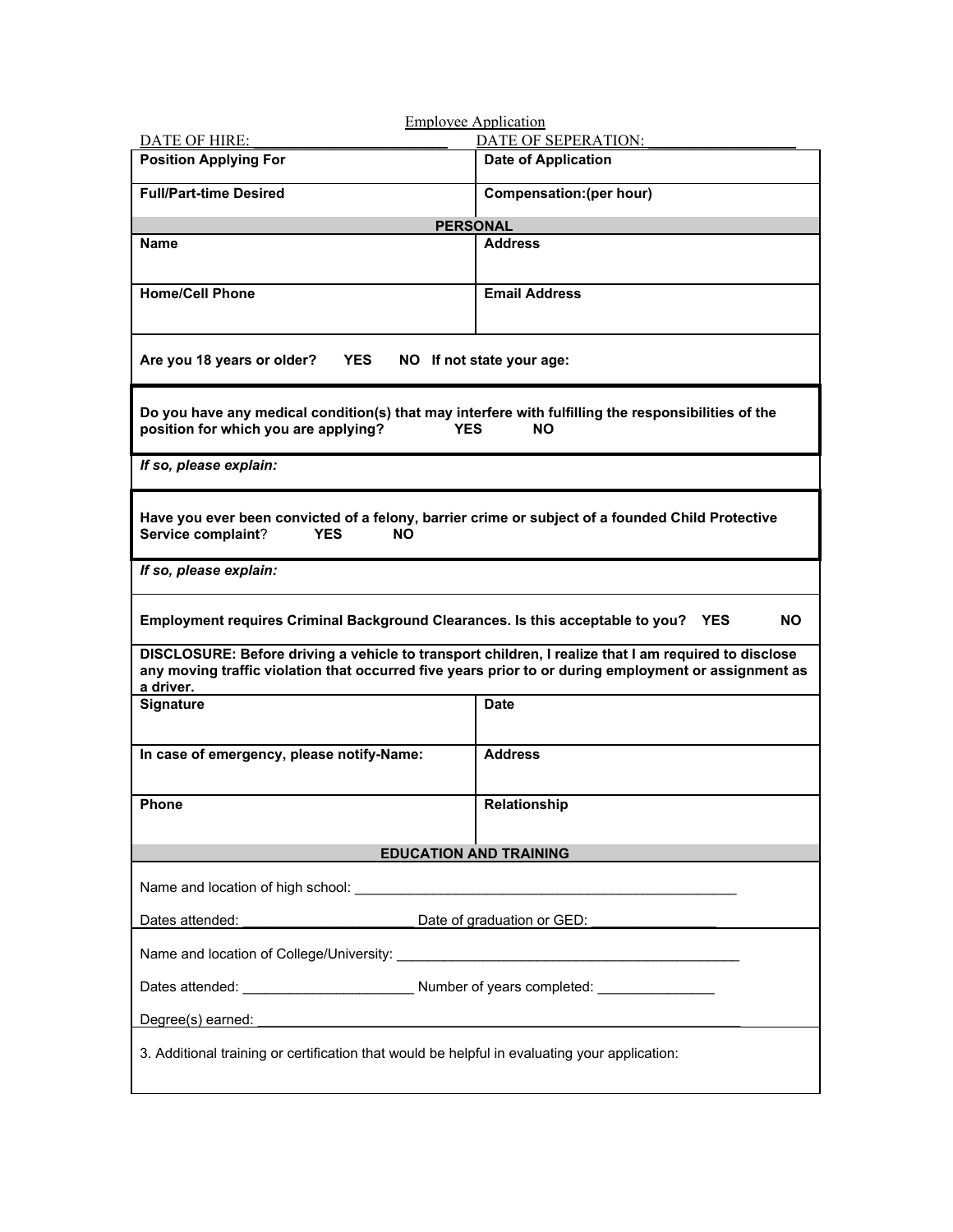# Employee Application

DATE OF HIRE: ___________________________ DATE OF SEPERATION: ___________________

| **Position Applying For** | **Date of Application** |
|---|---|
| **Full/Part-time Desired** | **Compensation:(per hour)** |

| **PERSONAL** | |
|---|---|
| **Name** | **Address** |
| **Home/Cell Phone** | **Email Address** |
| **Are you 18 years or older? YES NO If not state your age:** | |
| **Do you have any medical condition(s) that may interfere with fulfilling the responsibilities of the position for which you are applying? YES NO** | |
| ***If so, please explain:*** | |
| **Have you ever been convicted of a felony, barrier crime or subject of a founded Child Protective Service complaint? YES NO** | |
| ***If so, please explain:*** | |
| **Employment requires Criminal Background Clearances. Is this acceptable to you? YES NO** | |
| **DISCLOSURE: Before driving a vehicle to transport children, I realize that I am required to disclose any moving traffic violation that occurred five years prior to or during employment or assignment as a driver.** | |
| **Signature** | **Date** |
| **In case of emergency, please notify-Name:** | **Address** |
| **Phone** | **Relationship** |

| **EDUCATION AND TRAINING** |
|---|
| Name and location of high school: ___________________________________________________<br>Dates attended: _______________________ Date of graduation or GED: ________________ |
| Name and location of College/University: _____________________________________________<br>Dates attended: ______________________ Number of years completed: _______________<br>Degree(s) earned: _____________________________________________________________ |
| 3. Additional training or certification that would be helpful in evaluating your application: |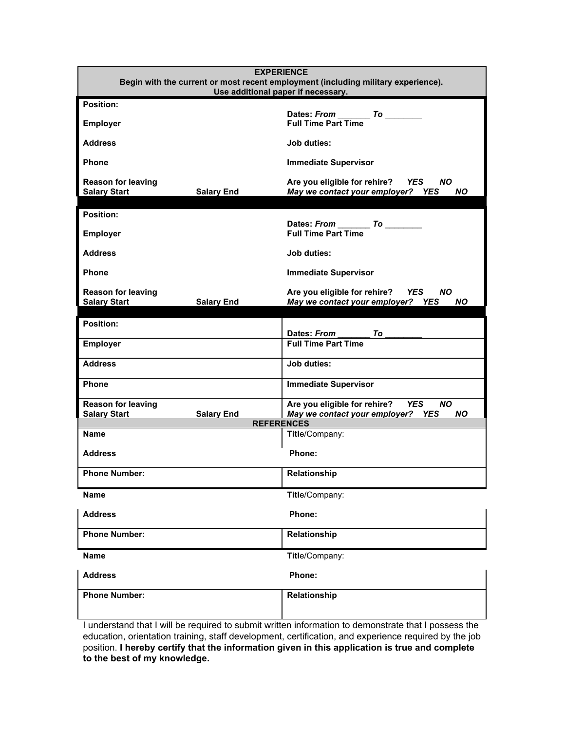## EXPERIENCE

**Begin with the current or most recent employment (including military experience). Use additional paper if necessary.**

| | | |
|---|---|---|
| **Position:** | | **Dates:** ***From*** _______ ***To*** ________ |
| **Employer** | | **Full Time Part Time** |
| **Address** | | **Job duties:** |
| **Phone** | | **Immediate Supervisor** |
| **Reason for leaving** | | **Are you eligible for rehire?** ***YES NO*** |
| **Salary Start** | **Salary End** | ***May we contact your employer? YES NO*** |

| | | |
|---|---|---|
| **Position:** | | **Dates:** ***From*** _______ ***To*** ________ |
| **Employer** | | **Full Time Part Time** |
| **Address** | | **Job duties:** |
| **Phone** | | **Immediate Supervisor** |
| **Reason for leaving** | | **Are you eligible for rehire?** ***YES NO*** |
| **Salary Start** | **Salary End** | ***May we contact your employer? YES NO*** |

| | | |
|---|---|---|
| **Position:** | | **Dates:** ***From*** _______ ***To*** ________ |
| **Employer** | | **Full Time Part Time** |
| **Address** | | **Job duties:** |
| **Phone** | | **Immediate Supervisor** |
| **Reason for leaving** | | **Are you eligible for rehire?** ***YES NO*** |
| **Salary Start** | **Salary End** | ***May we contact your employer? YES NO*** |

## REFERENCES

| | |
|---|---|
| **Name** | **Titl**e/Company: |
| **Address** | **Phone:** |
| **Phone Number:** | **Relationship** |

| | |
|---|---|
| **Name** | **Titl**e/Company: |
| **Address** | **Phone:** |
| **Phone Number:** | **Relationship** |

| | |
|---|---|
| **Name** | **Titl**e/Company: |
| **Address** | **Phone:** |
| **Phone Number:** | **Relationship** |

I understand that I will be required to submit written information to demonstrate that I possess the education, orientation training, staff development, certification, and experience required by the job position. **I hereby certify that the information given in this application is true and complete to the best of my knowledge.**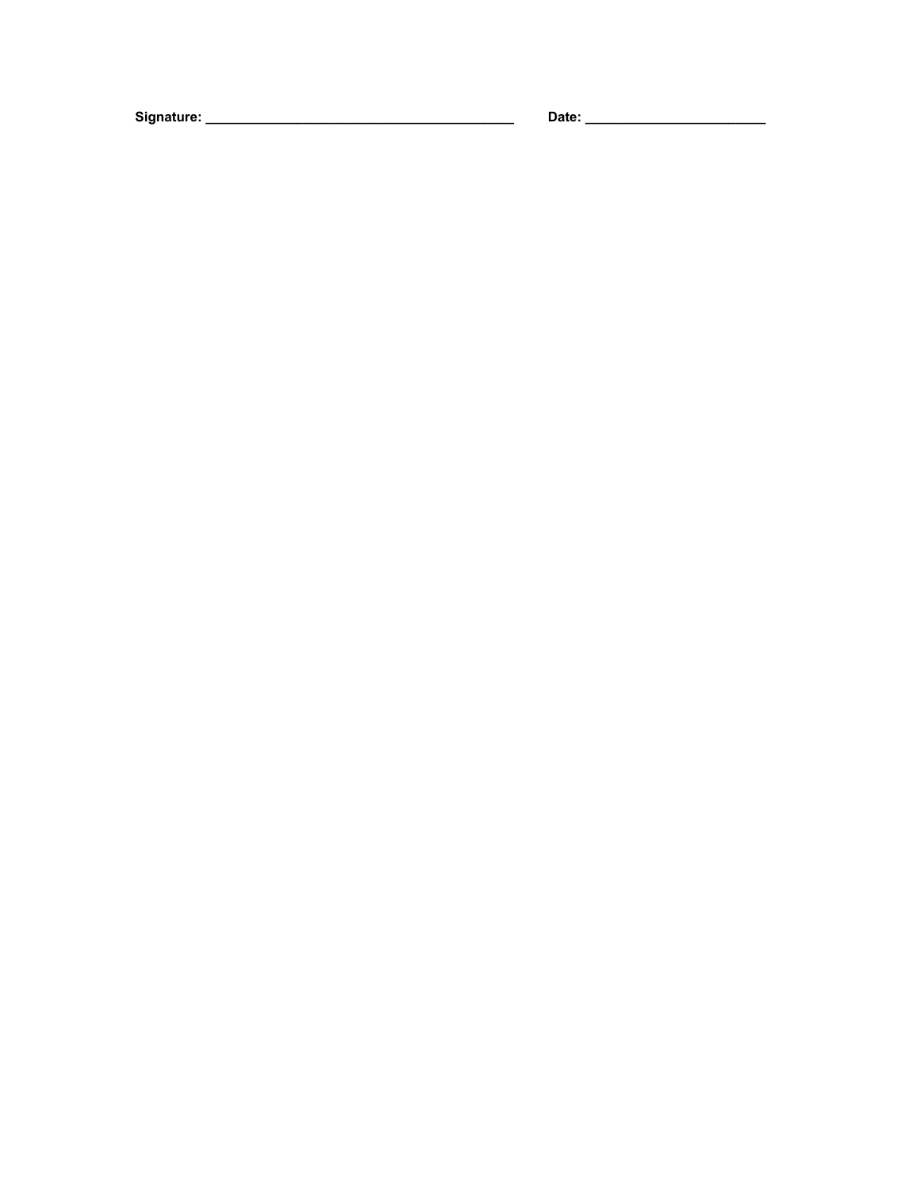**Signature: _________________________________________ Date: ________________________**